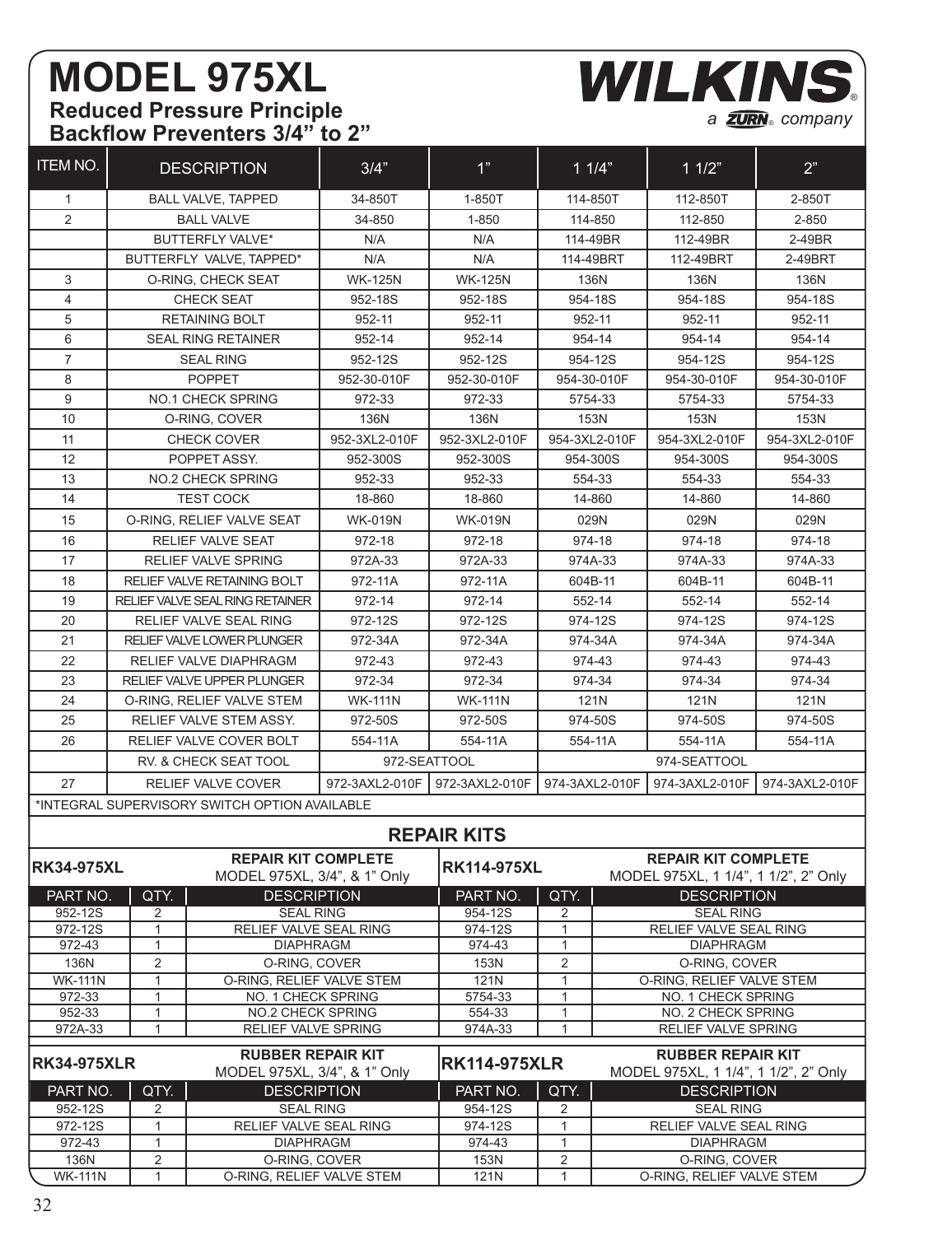# MODEL 975XL

## Reduced Pressure Principle Backflow Preventers 3/4" to 2"

**WILKINS** a ZURN company

| ITEM NO. | DESCRIPTION | 3/4" | 1" | 1 1/4" | 1 1/2" | 2" |
|---|---|---|---|---|---|---|
| 1 | BALL VALVE, TAPPED | 34-850T | 1-850T | 114-850T | 112-850T | 2-850T |
| 2 | BALL VALVE | 34-850 | 1-850 | 114-850 | 112-850 | 2-850 |
| | BUTTERFLY VALVE* | N/A | N/A | 114-49BR | 112-49BR | 2-49BR |
| | BUTTERFLY VALVE, TAPPED* | N/A | N/A | 114-49BRT | 112-49BRT | 2-49BRT |
| 3 | O-RING, CHECK SEAT | WK-125N | WK-125N | 136N | 136N | 136N |
| 4 | CHECK SEAT | 952-18S | 952-18S | 954-18S | 954-18S | 954-18S |
| 5 | RETAINING BOLT | 952-11 | 952-11 | 952-11 | 952-11 | 952-11 |
| 6 | SEAL RING RETAINER | 952-14 | 952-14 | 954-14 | 954-14 | 954-14 |
| 7 | SEAL RING | 952-12S | 952-12S | 954-12S | 954-12S | 954-12S |
| 8 | POPPET | 952-30-010F | 952-30-010F | 954-30-010F | 954-30-010F | 954-30-010F |
| 9 | NO.1 CHECK SPRING | 972-33 | 972-33 | 5754-33 | 5754-33 | 5754-33 |
| 10 | O-RING, COVER | 136N | 136N | 153N | 153N | 153N |
| 11 | CHECK COVER | 952-3XL2-010F | 952-3XL2-010F | 954-3XL2-010F | 954-3XL2-010F | 954-3XL2-010F |
| 12 | POPPET ASSY. | 952-300S | 952-300S | 954-300S | 954-300S | 954-300S |
| 13 | NO.2 CHECK SPRING | 952-33 | 952-33 | 554-33 | 554-33 | 554-33 |
| 14 | TEST COCK | 18-860 | 18-860 | 14-860 | 14-860 | 14-860 |
| 15 | O-RING, RELIEF VALVE SEAT | WK-019N | WK-019N | 029N | 029N | 029N |
| 16 | RELIEF VALVE SEAT | 972-18 | 972-18 | 974-18 | 974-18 | 974-18 |
| 17 | RELIEF VALVE SPRING | 972A-33 | 972A-33 | 974A-33 | 974A-33 | 974A-33 |
| 18 | RELIEF VALVE RETAINING BOLT | 972-11A | 972-11A | 604B-11 | 604B-11 | 604B-11 |
| 19 | RELIEF VALVE SEAL RING RETAINER | 972-14 | 972-14 | 552-14 | 552-14 | 552-14 |
| 20 | RELIEF VALVE SEAL RING | 972-12S | 972-12S | 974-12S | 974-12S | 974-12S |
| 21 | RELIEF VALVE LOWER PLUNGER | 972-34A | 972-34A | 974-34A | 974-34A | 974-34A |
| 22 | RELIEF VALVE DIAPHRAGM | 972-43 | 972-43 | 974-43 | 974-43 | 974-43 |
| 23 | RELIEF VALVE UPPER PLUNGER | 972-34 | 972-34 | 974-34 | 974-34 | 974-34 |
| 24 | O-RING, RELIEF VALVE STEM | WK-111N | WK-111N | 121N | 121N | 121N |
| 25 | RELIEF VALVE STEM ASSY. | 972-50S | 972-50S | 974-50S | 974-50S | 974-50S |
| 26 | RELIEF VALVE COVER BOLT | 554-11A | 554-11A | 554-11A | 554-11A | 554-11A |
| | RV. & CHECK SEAT TOOL | 972-SEATTOOL | | 974-SEATTOOL | | |
| 27 | RELIEF VALVE COVER | 972-3AXL2-010F | 972-3AXL2-010F | 974-3AXL2-010F | 974-3AXL2-010F | 974-3AXL2-010F |

*INTEGRAL SUPERVISORY SWITCH OPTION AVAILABLE

## REPAIR KITS

**RK34-975XL** — REPAIR KIT COMPLETE, MODEL 975XL, 3/4", & 1" Only

| PART NO. | QTY. | DESCRIPTION |
|---|---|---|
| 952-12S | 2 | SEAL RING |
| 972-12S | 1 | RELIEF VALVE SEAL RING |
| 972-43 | 1 | DIAPHRAGM |
| 136N | 2 | O-RING, COVER |
| WK-111N | 1 | O-RING, RELIEF VALVE STEM |
| 972-33 | 1 | NO. 1 CHECK SPRING |
| 952-33 | 1 | NO.2 CHECK SPRING |
| 972A-33 | 1 | RELIEF VALVE SPRING |

**RK114-975XL** — REPAIR KIT COMPLETE, MODEL 975XL, 1 1/4", 1 1/2", 2" Only

| PART NO. | QTY. | DESCRIPTION |
|---|---|---|
| 954-12S | 2 | SEAL RING |
| 974-12S | 1 | RELIEF VALVE SEAL RING |
| 974-43 | 1 | DIAPHRAGM |
| 153N | 2 | O-RING, COVER |
| 121N | 1 | O-RING, RELIEF VALVE STEM |
| 5754-33 | 1 | NO. 1 CHECK SPRING |
| 554-33 | 1 | NO. 2 CHECK SPRING |
| 974A-33 | 1 | RELIEF VALVE SPRING |

**RK34-975XLR** — RUBBER REPAIR KIT, MODEL 975XL, 3/4", & 1" Only

| PART NO. | QTY. | DESCRIPTION |
|---|---|---|
| 952-12S | 2 | SEAL RING |
| 972-12S | 1 | RELIEF VALVE SEAL RING |
| 972-43 | 1 | DIAPHRAGM |
| 136N | 2 | O-RING, COVER |
| WK-111N | 1 | O-RING, RELIEF VALVE STEM |

**RK114-975XLR** — RUBBER REPAIR KIT, MODEL 975XL, 1 1/4", 1 1/2", 2" Only

| PART NO. | QTY. | DESCRIPTION |
|---|---|---|
| 954-12S | 2 | SEAL RING |
| 974-12S | 1 | RELIEF VALVE SEAL RING |
| 974-43 | 1 | DIAPHRAGM |
| 153N | 2 | O-RING, COVER |
| 121N | 1 | O-RING, RELIEF VALVE STEM |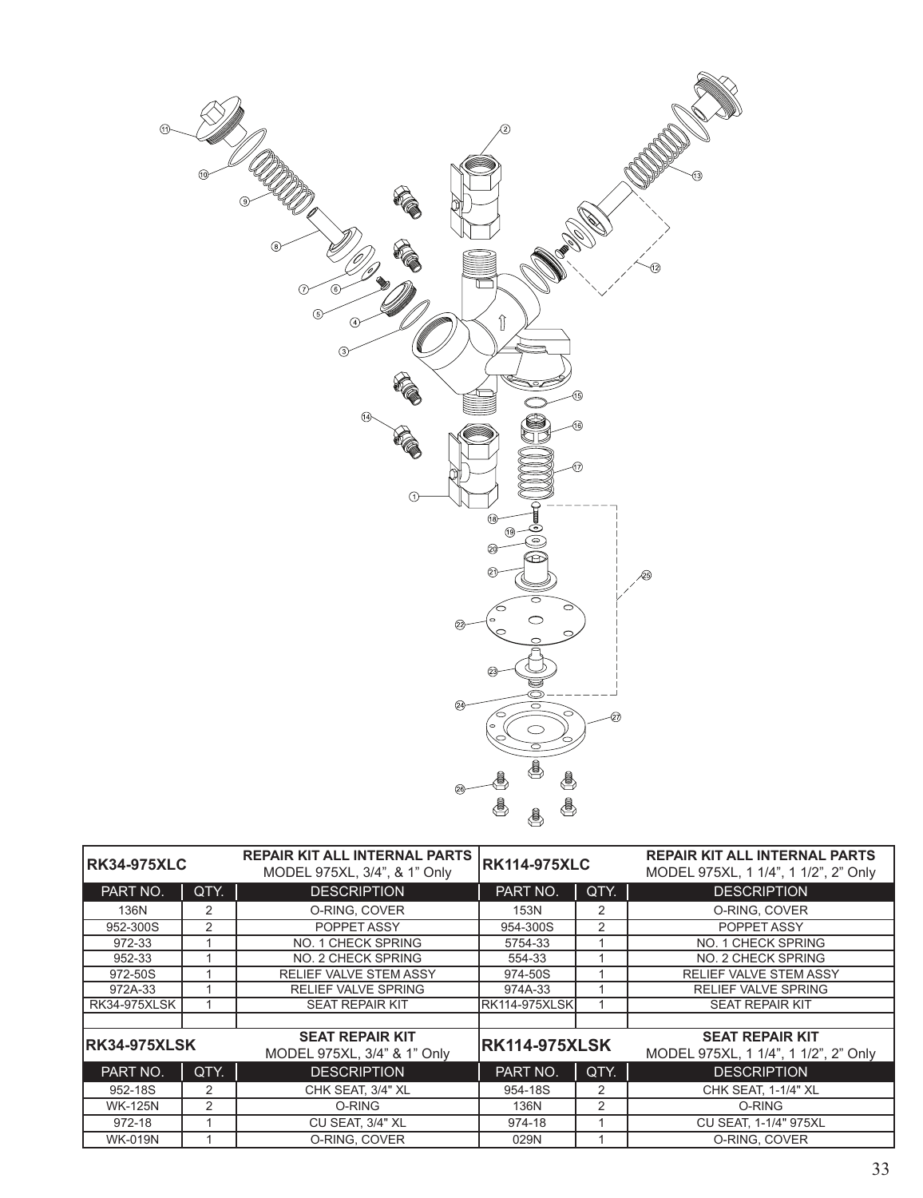1
2
3
4
5
6
7
8
9
10
11
12
13
14
15
16
17
18
19
20
21
22
23
24
25
26
27

| **RK34-975XLC** | | **REPAIR KIT ALL INTERNAL PARTS** MODEL 975XL, 3/4", & 1" Only | **RK114-975XLC** | | **REPAIR KIT ALL INTERNAL PARTS** MODEL 975XL, 1 1/4", 1 1/2", 2" Only |
|---|---|---|---|---|---|
| PART NO. | QTY. | DESCRIPTION | PART NO. | QTY. | DESCRIPTION |
| 136N | 2 | O-RING, COVER | 153N | 2 | O-RING, COVER |
| 952-300S | 2 | POPPET ASSY | 954-300S | 2 | POPPET ASSY |
| 972-33 | 1 | NO. 1 CHECK SPRING | 5754-33 | 1 | NO. 1 CHECK SPRING |
| 952-33 | 1 | NO. 2 CHECK SPRING | 554-33 | 1 | NO. 2 CHECK SPRING |
| 972-50S | 1 | RELIEF VALVE STEM ASSY | 974-50S | 1 | RELIEF VALVE STEM ASSY |
| 972A-33 | 1 | RELIEF VALVE SPRING | 974A-33 | 1 | RELIEF VALVE SPRING |
| RK34-975XLSK | 1 | SEAT REPAIR KIT | RK114-975XLSK | 1 | SEAT REPAIR KIT |
| | | | | | |
| **RK34-975XLSK** | | **SEAT REPAIR KIT** MODEL 975XL, 3/4" & 1" Only | **RK114-975XLSK** | | **SEAT REPAIR KIT** MODEL 975XL, 1 1/4", 1 1/2", 2" Only |
| PART NO. | QTY. | DESCRIPTION | PART NO. | QTY. | DESCRIPTION |
| 952-18S | 2 | CHK SEAT, 3/4" XL | 954-18S | 2 | CHK SEAT, 1-1/4" XL |
| WK-125N | 2 | O-RING | 136N | 2 | O-RING |
| 972-18 | 1 | CU SEAT, 3/4" XL | 974-18 | 1 | CU SEAT, 1-1/4" 975XL |
| WK-019N | 1 | O-RING, COVER | 029N | 1 | O-RING, COVER |